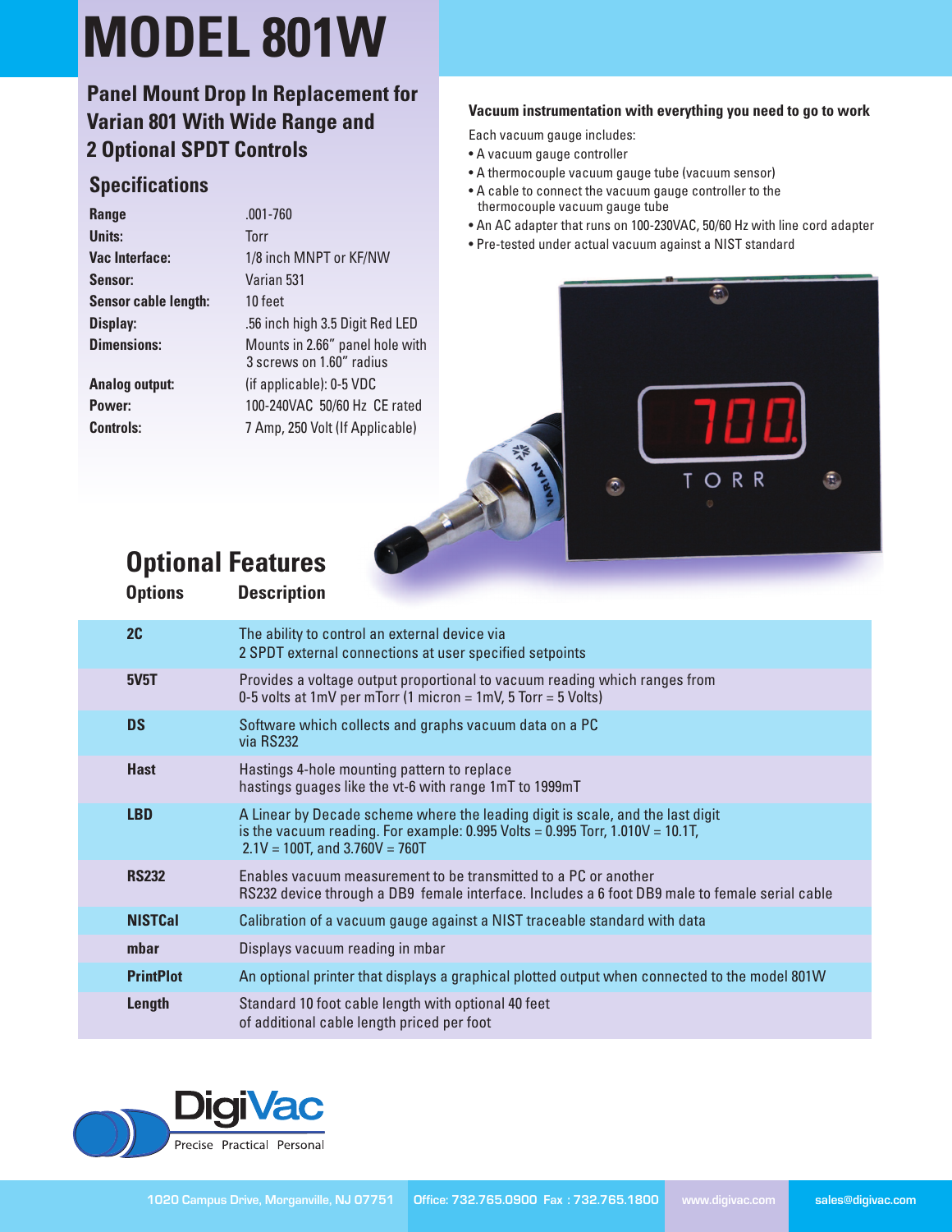# MODEL 801W

## Panel Mount Drop In Replacement for Varian 801 With Wide Range and 2 Optional SPDT Controls

### Specifications

| | |
|---|---|
| **Range** | .001-760 |
| **Units:** | Torr |
| **Vac Interface:** | 1/8 inch MNPT or KF/NW |
| **Sensor:** | Varian 531 |
| **Sensor cable length:** | 10 feet |
| **Display:** | .56 inch high 3.5 Digit Red LED |
| **Dimensions:** | Mounts in 2.66" panel hole with 3 screws on 1.60" radius |
| **Analog output:** | (if applicable): 0-5 VDC |
| **Power:** | 100-240VAC 50/60 Hz CE rated |
| **Controls:** | 7 Amp, 250 Volt (If Applicable) |

**Vacuum instrumentation with everything you need to go to work**

Each vacuum gauge includes:

- A vacuum gauge controller
- A thermocouple vacuum gauge tube (vacuum sensor)
- A cable to connect the vacuum gauge controller to the thermocouple vacuum gauge tube
- An AC adapter that runs on 100-230VAC, 50/60 Hz with line cord adapter
- Pre-tested under actual vacuum against a NIST standard

## Optional Features

| Options | Description |
|---|---|
| **2C** | The ability to control an external device via 2 SPDT external connections at user specified setpoints |
| **5V5T** | Provides a voltage output proportional to vacuum reading which ranges from 0-5 volts at 1mV per mTorr (1 micron = 1mV, 5 Torr = 5 Volts) |
| **DS** | Software which collects and graphs vacuum data on a PC via RS232 |
| **Hast** | Hastings 4-hole mounting pattern to replace hastings guages like the vt-6 with range 1mT to 1999mT |
| **LBD** | A Linear by Decade scheme where the leading digit is scale, and the last digit is the vacuum reading. For example: 0.995 Volts = 0.995 Torr, 1.010V = 10.1T, 2.1V = 100T, and 3.760V = 760T |
| **RS232** | Enables vacuum measurement to be transmitted to a PC or another RS232 device through a DB9 female interface. Includes a 6 foot DB9 male to female serial cable |
| **NISTCal** | Calibration of a vacuum gauge against a NIST traceable standard with data |
| **mbar** | Displays vacuum reading in mbar |
| **PrintPlot** | An optional printer that displays a graphical plotted output when connected to the model 801W |
| **Length** | Standard 10 foot cable length with optional 40 feet of additional cable length priced per foot |

DigiVac — Precise Practical Personal

1020 Campus Drive, Morganville, NJ 07751 | Office: 732.765.0900 Fax : 732.765.1800 | www.digivac.com | sales@digivac.com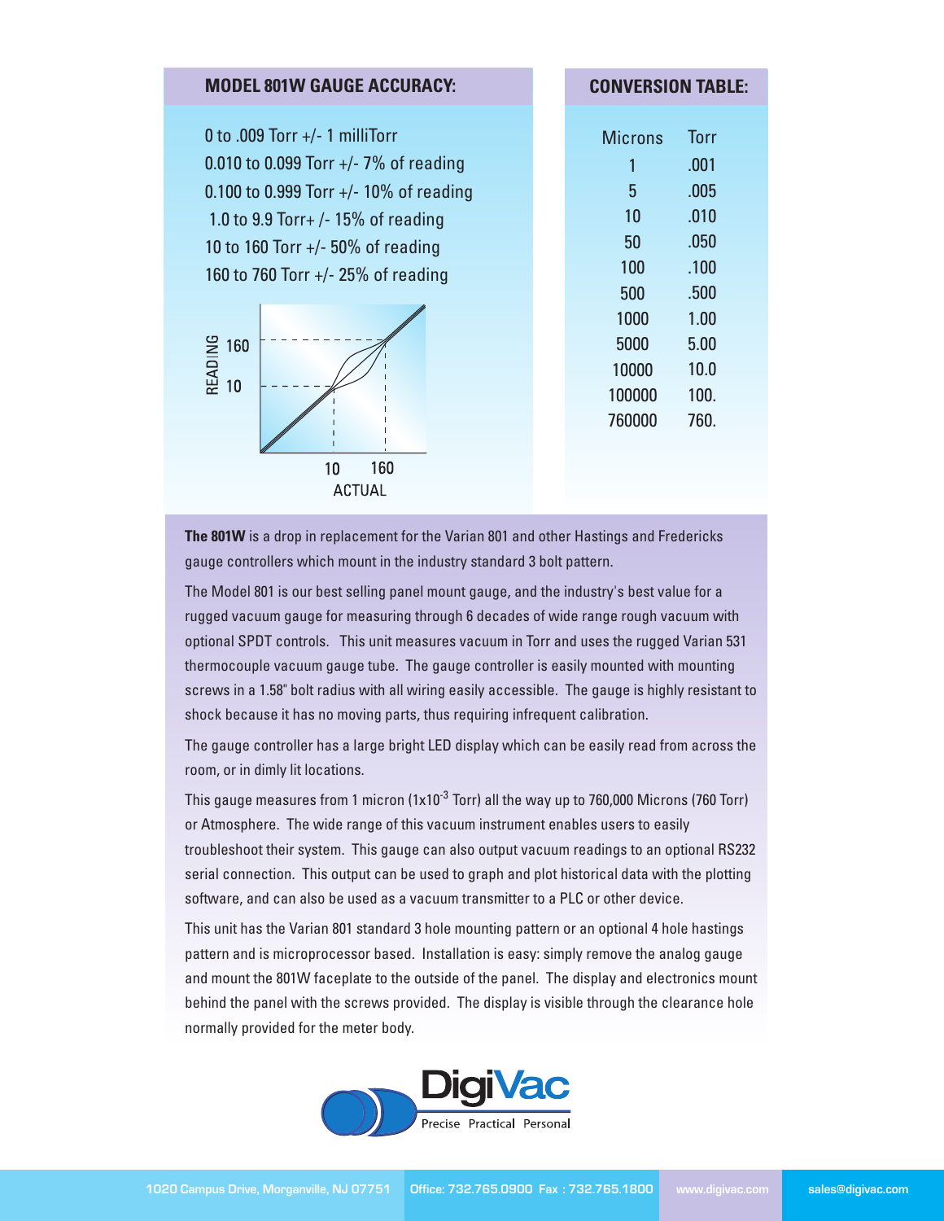## MODEL 801W GAUGE ACCURACY:

0 to .009 Torr +/- 1 milliTorr
0.010 to 0.099 Torr +/- 7% of reading
0.100 to 0.999 Torr +/- 10% of reading
1.0 to 9.9 Torr+ /- 15% of reading
10 to 160 Torr +/- 50% of reading
160 to 760 Torr +/- 25% of reading

READING
160
10
10
160
ACTUAL

## CONVERSION TABLE:

| Microns | Torr |
|---|---|
| 1 | .001 |
| 5 | .005 |
| 10 | .010 |
| 50 | .050 |
| 100 | .100 |
| 500 | .500 |
| 1000 | 1.00 |
| 5000 | 5.00 |
| 10000 | 10.0 |
| 100000 | 100. |
| 760000 | 760. |

**The 801W** is a drop in replacement for the Varian 801 and other Hastings and Fredericks gauge controllers which mount in the industry standard 3 bolt pattern.

The Model 801 is our best selling panel mount gauge, and the industry's best value for a rugged vacuum gauge for measuring through 6 decades of wide range rough vacuum with optional SPDT controls. This unit measures vacuum in Torr and uses the rugged Varian 531 thermocouple vacuum gauge tube. The gauge controller is easily mounted with mounting screws in a 1.58" bolt radius with all wiring easily accessible. The gauge is highly resistant to shock because it has no moving parts, thus requiring infrequent calibration.

The gauge controller has a large bright LED display which can be easily read from across the room, or in dimly lit locations.

This gauge measures from 1 micron ($1x10^{-3}$ Torr) all the way up to 760,000 Microns (760 Torr) or Atmosphere. The wide range of this vacuum instrument enables users to easily troubleshoot their system. This gauge can also output vacuum readings to an optional RS232 serial connection. This output can be used to graph and plot historical data with the plotting software, and can also be used as a vacuum transmitter to a PLC or other device.

This unit has the Varian 801 standard 3 hole mounting pattern or an optional 4 hole hastings pattern and is microprocessor based. Installation is easy: simply remove the analog gauge and mount the 801W faceplate to the outside of the panel. The display and electronics mount behind the panel with the screws provided. The display is visible through the clearance hole normally provided for the meter body.

DigiVac
Precise Practical Personal

1020 Campus Drive, Morganville, NJ 07751 | Office: 732.765.0900 Fax : 732.765.1800 | www.digivac.com | sales@digivac.com